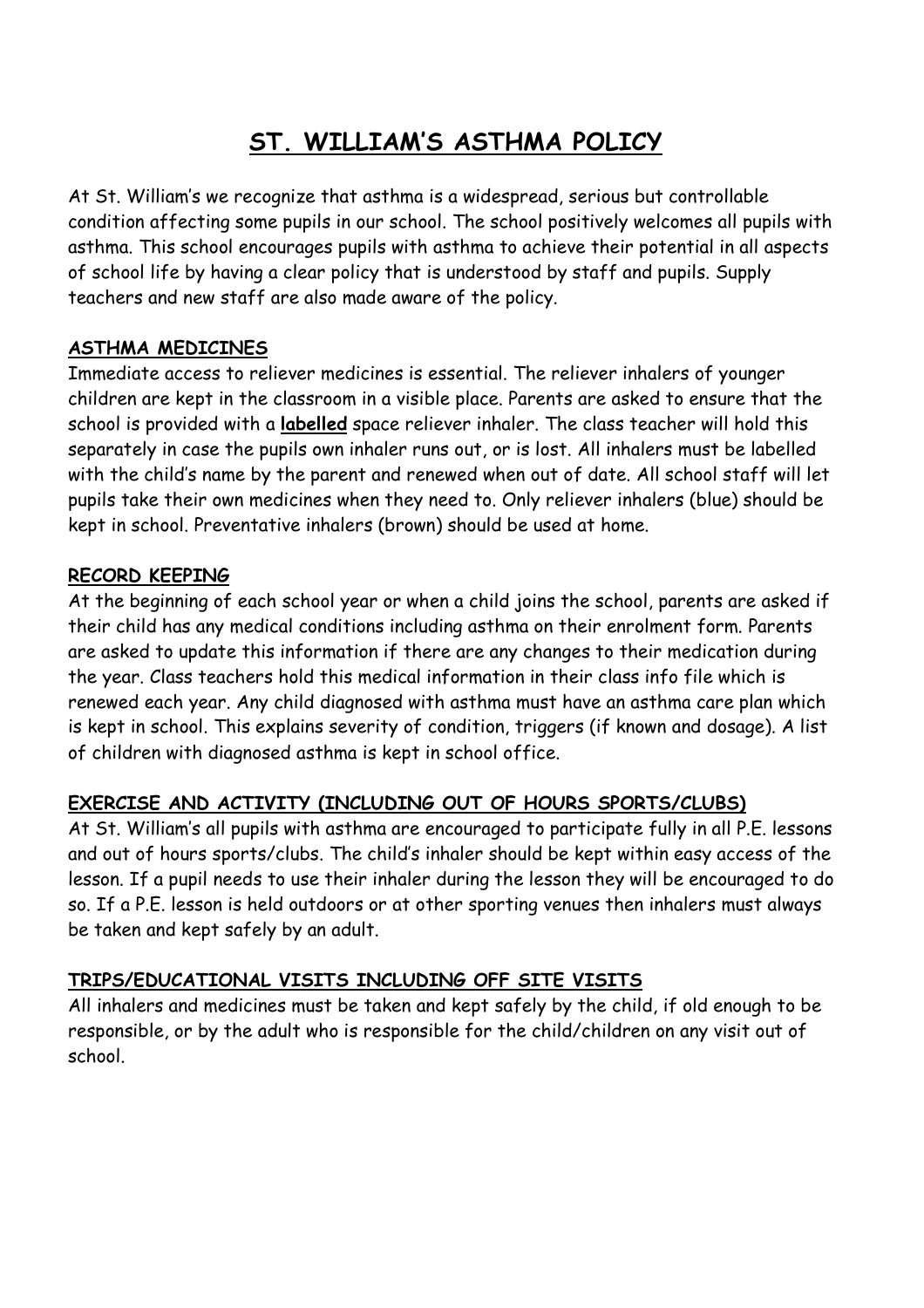# ST. WILLIAM'S ASTHMA POLICY

At St. William's we recognize that asthma is a widespread, serious but controllable condition affecting some pupils in our school. The school positively welcomes all pupils with asthma. This school encourages pupils with asthma to achieve their potential in all aspects of school life by having a clear policy that is understood by staff and pupils. Supply teachers and new staff are also made aware of the policy.

## ASTHMA MEDICINES

Immediate access to reliever medicines is essential. The reliever inhalers of younger children are kept in the classroom in a visible place. Parents are asked to ensure that the school is provided with a **labelled** space reliever inhaler. The class teacher will hold this separately in case the pupils own inhaler runs out, or is lost. All inhalers must be labelled with the child's name by the parent and renewed when out of date. All school staff will let pupils take their own medicines when they need to. Only reliever inhalers (blue) should be kept in school. Preventative inhalers (brown) should be used at home.

## RECORD KEEPING

At the beginning of each school year or when a child joins the school, parents are asked if their child has any medical conditions including asthma on their enrolment form. Parents are asked to update this information if there are any changes to their medication during the year. Class teachers hold this medical information in their class info file which is renewed each year. Any child diagnosed with asthma must have an asthma care plan which is kept in school. This explains severity of condition, triggers (if known and dosage). A list of children with diagnosed asthma is kept in school office.

## EXERCISE AND ACTIVITY (INCLUDING OUT OF HOURS SPORTS/CLUBS)

At St. William's all pupils with asthma are encouraged to participate fully in all P.E. lessons and out of hours sports/clubs. The child's inhaler should be kept within easy access of the lesson. If a pupil needs to use their inhaler during the lesson they will be encouraged to do so. If a P.E. lesson is held outdoors or at other sporting venues then inhalers must always be taken and kept safely by an adult.

## TRIPS/EDUCATIONAL VISITS INCLUDING OFF SITE VISITS

All inhalers and medicines must be taken and kept safely by the child, if old enough to be responsible, or by the adult who is responsible for the child/children on any visit out of school.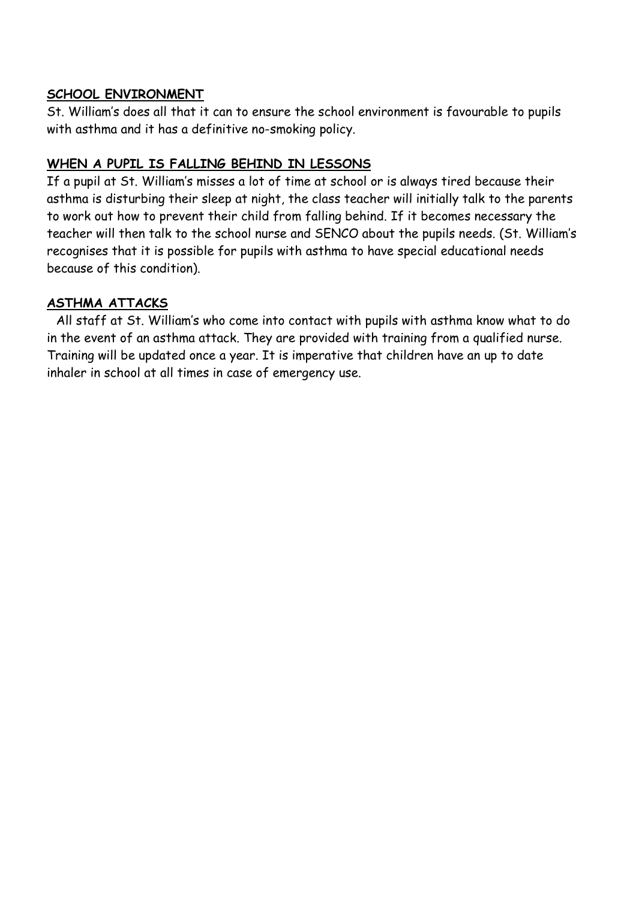## SCHOOL ENVIRONMENT

St. William's does all that it can to ensure the school environment is favourable to pupils with asthma and it has a definitive no-smoking policy.

## WHEN A PUPIL IS FALLING BEHIND IN LESSONS

If a pupil at St. William's misses a lot of time at school or is always tired because their asthma is disturbing their sleep at night, the class teacher will initially talk to the parents to work out how to prevent their child from falling behind. If it becomes necessary the teacher will then talk to the school nurse and SENCO about the pupils needs. (St. William's recognises that it is possible for pupils with asthma to have special educational needs because of this condition).

## ASTHMA ATTACKS

All staff at St. William's who come into contact with pupils with asthma know what to do in the event of an asthma attack. They are provided with training from a qualified nurse. Training will be updated once a year. It is imperative that children have an up to date inhaler in school at all times in case of emergency use.